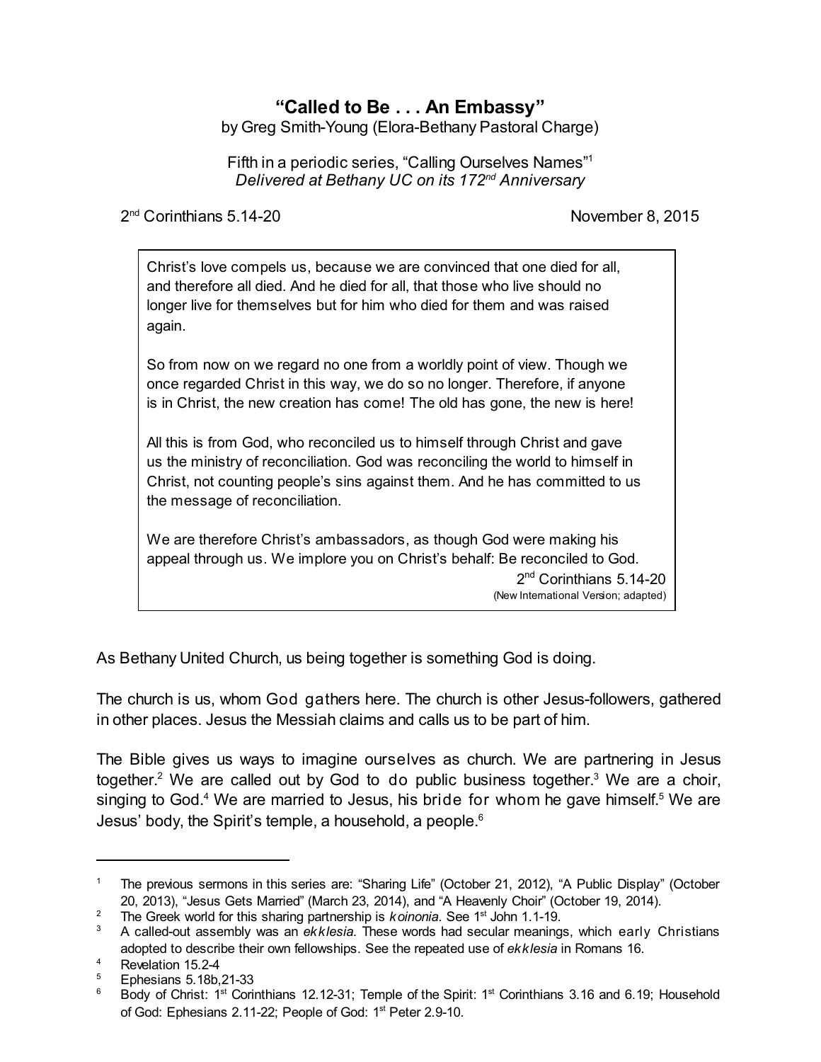# "Called to Be . . . An Embassy"

by Greg Smith-Young (Elora-Bethany Pastoral Charge)

Fifth in a periodic series, "Calling Ourselves Names"[1]
*Delivered at Bethany UC on its 172nd Anniversary*

2nd Corinthians 5.14-20 — November 8, 2015

> Christ's love compels us, because we are convinced that one died for all, and therefore all died. And he died for all, that those who live should no longer live for themselves but for him who died for them and was raised again.
>
> So from now on we regard no one from a worldly point of view. Though we once regarded Christ in this way, we do so no longer. Therefore, if anyone is in Christ, the new creation has come! The old has gone, the new is here!
>
> All this is from God, who reconciled us to himself through Christ and gave us the ministry of reconciliation. God was reconciling the world to himself in Christ, not counting people's sins against them. And he has committed to us the message of reconciliation.
>
> We are therefore Christ's ambassadors, as though God were making his appeal through us. We implore you on Christ's behalf: Be reconciled to God.
>
> 2nd Corinthians 5.14-20
> (New International Version; adapted)

As Bethany United Church, us being together is something God is doing.

The church is us, whom God gathers here. The church is other Jesus-followers, gathered in other places. Jesus the Messiah claims and calls us to be part of him.

The Bible gives us ways to imagine ourselves as church. We are partnering in Jesus together.[2] We are called out by God to do public business together.[3] We are a choir, singing to God.[4] We are married to Jesus, his bride for whom he gave himself.[5] We are Jesus' body, the Spirit's temple, a household, a people.[6]

---

[1] The previous sermons in this series are: "Sharing Life" (October 21, 2012), "A Public Display" (October 20, 2013), "Jesus Gets Married" (March 23, 2014), and "A Heavenly Choir" (October 19, 2014).

[2] The Greek world for this sharing partnership is *koinonia*. See 1st John 1.1-19.

[3] A called-out assembly was an *ekklesia*. These words had secular meanings, which early Christians adopted to describe their own fellowships. See the repeated use of *ekklesia* in Romans 16.

[4] Revelation 15.2-4

[5] Ephesians 5.18b,21-33

[6] Body of Christ: 1st Corinthians 12.12-31; Temple of the Spirit: 1st Corinthians 3.16 and 6.19; Household of God: Ephesians 2.11-22; People of God: 1st Peter 2.9-10.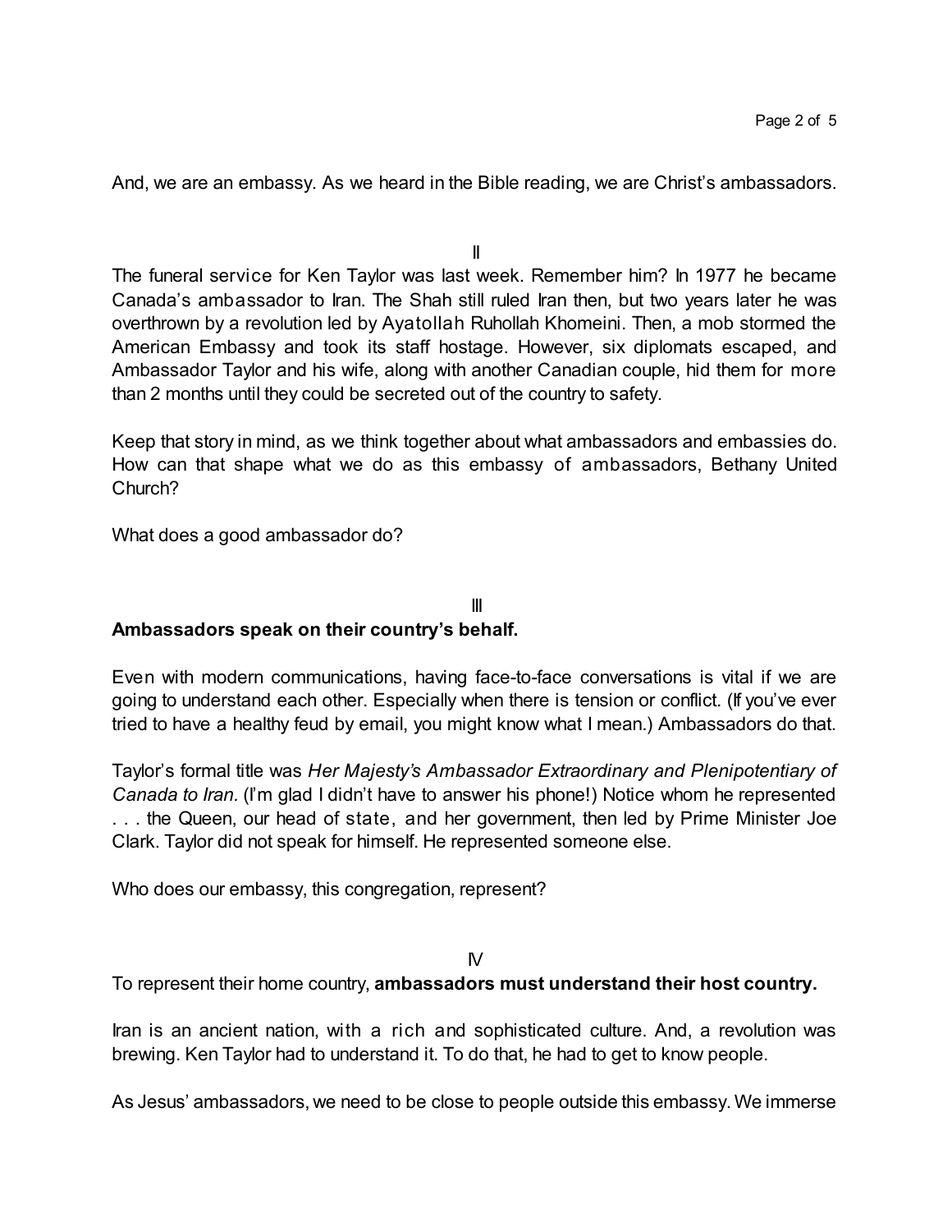And, we are an embassy. As we heard in the Bible reading, we are Christ's ambassadors.

II

The funeral service for Ken Taylor was last week. Remember him? In 1977 he became Canada's ambassador to Iran. The Shah still ruled Iran then, but two years later he was overthrown by a revolution led by Ayatollah Ruhollah Khomeini. Then, a mob stormed the American Embassy and took its staff hostage. However, six diplomats escaped, and Ambassador Taylor and his wife, along with another Canadian couple, hid them for more than 2 months until they could be secreted out of the country to safety.

Keep that story in mind, as we think together about what ambassadors and embassies do. How can that shape what we do as this embassy of ambassadors, Bethany United Church?

What does a good ambassador do?

III

**Ambassadors speak on their country's behalf.**

Even with modern communications, having face-to-face conversations is vital if we are going to understand each other. Especially when there is tension or conflict. (If you've ever tried to have a healthy feud by email, you might know what I mean.) Ambassadors do that.

Taylor's formal title was *Her Majesty's Ambassador Extraordinary and Plenipotentiary of Canada to Iran.* (I'm glad I didn't have to answer his phone!) Notice whom he represented . . . the Queen, our head of state, and her government, then led by Prime Minister Joe Clark. Taylor did not speak for himself. He represented someone else.

Who does our embassy, this congregation, represent?

IV

To represent their home country, **ambassadors must understand their host country.**

Iran is an ancient nation, with a rich and sophisticated culture. And, a revolution was brewing. Ken Taylor had to understand it. To do that, he had to get to know people.

As Jesus' ambassadors, we need to be close to people outside this embassy. We immerse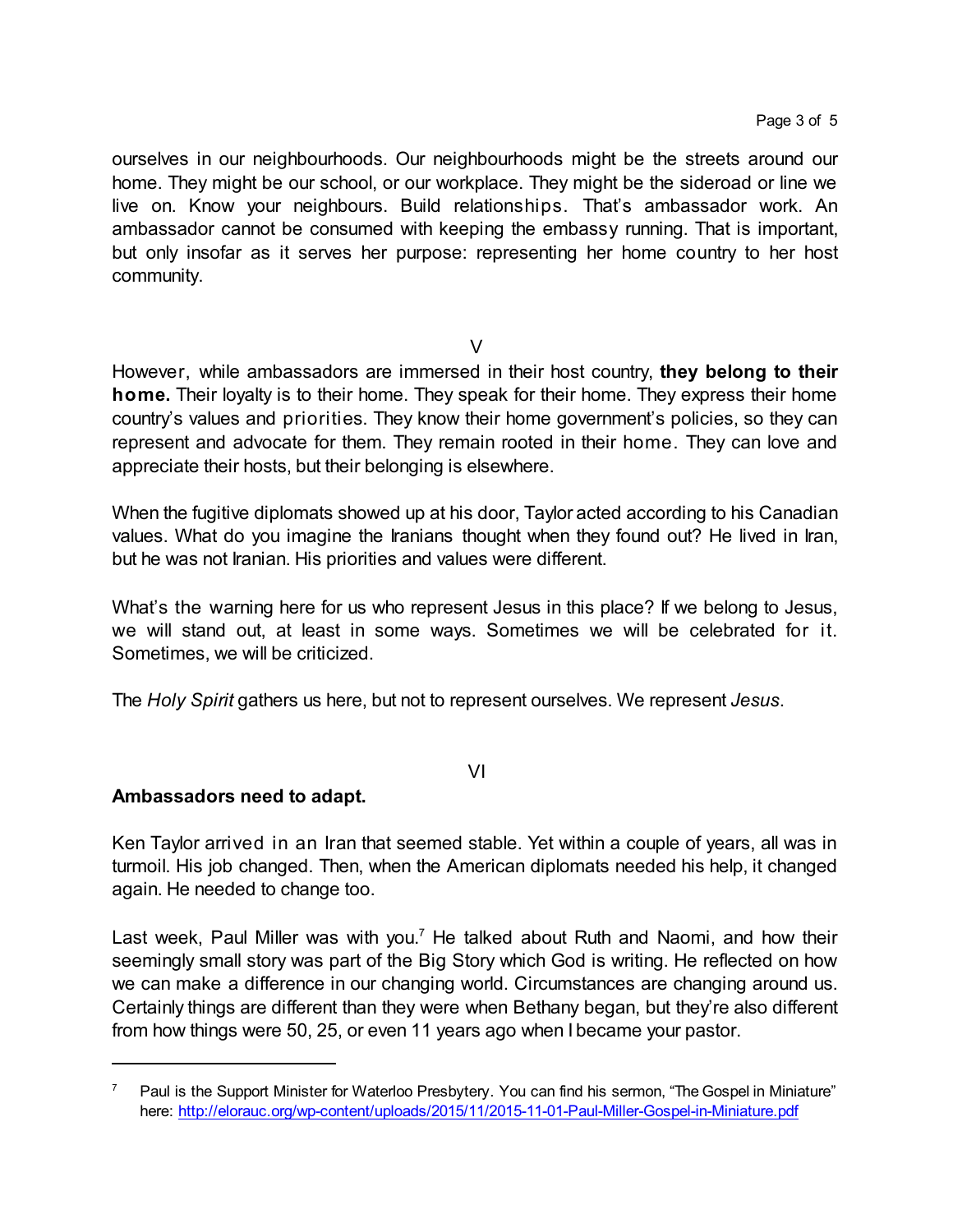ourselves in our neighbourhoods. Our neighbourhoods might be the streets around our home. They might be our school, or our workplace. They might be the sideroad or line we live on. Know your neighbours. Build relationships. That's ambassador work. An ambassador cannot be consumed with keeping the embassy running. That is important, but only insofar as it serves her purpose: representing her home country to her host community.

V

However, while ambassadors are immersed in their host country, **they belong to their home.** Their loyalty is to their home. They speak for their home. They express their home country's values and priorities. They know their home government's policies, so they can represent and advocate for them. They remain rooted in their home. They can love and appreciate their hosts, but their belonging is elsewhere.

When the fugitive diplomats showed up at his door, Taylor acted according to his Canadian values. What do you imagine the Iranians thought when they found out? He lived in Iran, but he was not Iranian. His priorities and values were different.

What's the warning here for us who represent Jesus in this place? If we belong to Jesus, we will stand out, at least in some ways. Sometimes we will be celebrated for it. Sometimes, we will be criticized.

The *Holy Spirit* gathers us here, but not to represent ourselves. We represent *Jesus*.

VI

**Ambassadors need to adapt.**

Ken Taylor arrived in an Iran that seemed stable. Yet within a couple of years, all was in turmoil. His job changed. Then, when the American diplomats needed his help, it changed again. He needed to change too.

Last week, Paul Miller was with you.[7] He talked about Ruth and Naomi, and how their seemingly small story was part of the Big Story which God is writing. He reflected on how we can make a difference in our changing world. Circumstances are changing around us. Certainly things are different than they were when Bethany began, but they're also different from how things were 50, 25, or even 11 years ago when I became your pastor.

---

[7] Paul is the Support Minister for Waterloo Presbytery. You can find his sermon, "The Gospel in Miniature" here: http://elorauc.org/wp-content/uploads/2015/11/2015-11-01-Paul-Miller-Gospel-in-Miniature.pdf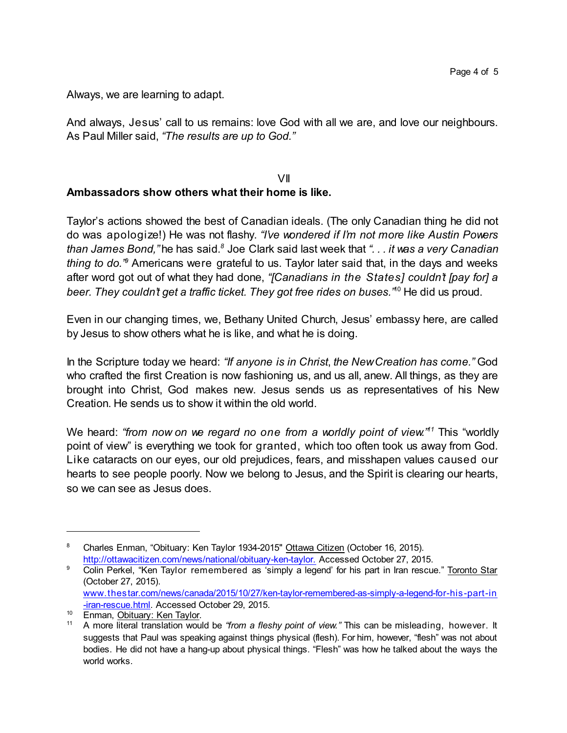Always, we are learning to adapt.

And always, Jesus' call to us remains: love God with all we are, and love our neighbours. As Paul Miller said, *"The results are up to God."*

VII

**Ambassadors show others what their home is like.**

Taylor's actions showed the best of Canadian ideals. (The only Canadian thing he did not do was apologize!) He was not flashy. *"I've wondered if I'm not more like Austin Powers than James Bond,"* he has said.[8] Joe Clark said last week that *". . . it was a very Canadian thing to do."*[9] Americans were grateful to us. Taylor later said that, in the days and weeks after word got out of what they had done, *"[Canadians in the States] couldn't [pay for] a beer. They couldn't get a traffic ticket. They got free rides on buses."*[10] He did us proud.

Even in our changing times, we, Bethany United Church, Jesus' embassy here, are called by Jesus to show others what he is like, and what he is doing.

In the Scripture today we heard: *"If anyone is in Christ, the New Creation has come."* God who crafted the first Creation is now fashioning us, and us all, anew. All things, as they are brought into Christ, God makes new. Jesus sends us as representatives of his New Creation. He sends us to show it within the old world.

We heard: *"from now on we regard no one from a worldly point of view."*[11] This "worldly point of view" is everything we took for granted, which too often took us away from God. Like cataracts on our eyes, our old prejudices, fears, and misshapen values caused our hearts to see people poorly. Now we belong to Jesus, and the Spirit is clearing our hearts, so we can see as Jesus does.

---

[8] Charles Enman, "Obituary: Ken Taylor 1934-2015" Ottawa Citizen (October 16, 2015). http://ottawacitizen.com/news/national/obituary-ken-taylor. Accessed October 27, 2015.

[9] Colin Perkel, "Ken Taylor remembered as 'simply a legend' for his part in Iran rescue." Toronto Star (October 27, 2015). www.thestar.com/news/canada/2015/10/27/ken-taylor-remembered-as-simply-a-legend-for-his-part-in-iran-rescue.html. Accessed October 29, 2015.

[10] Enman, Obituary: Ken Taylor.

[11] A more literal translation would be *"from a fleshy point of view."* This can be misleading, however. It suggests that Paul was speaking against things physical (flesh). For him, however, "flesh" was not about bodies. He did not have a hang-up about physical things. "Flesh" was how he talked about the ways the world works.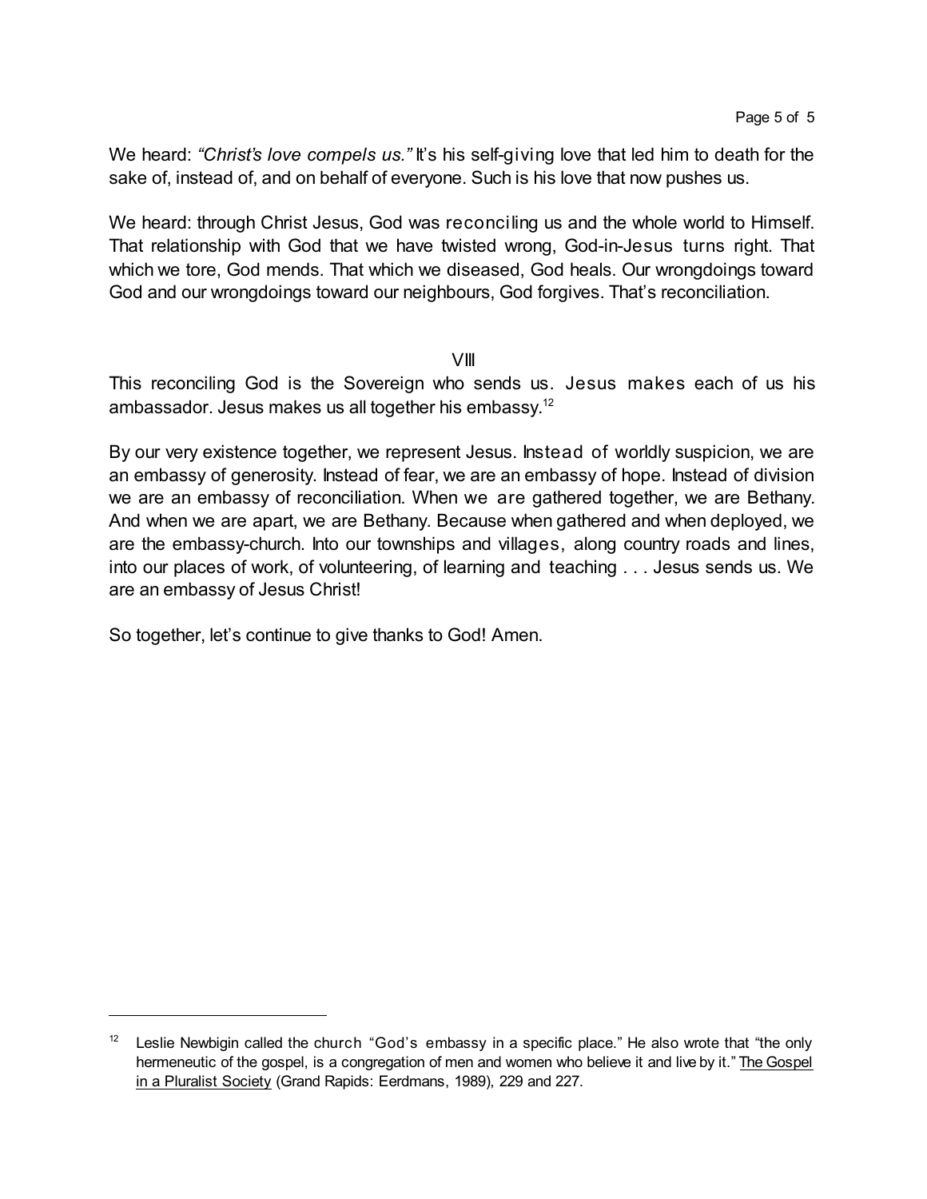We heard: *"Christ's love compels us."* It's his self-giving love that led him to death for the sake of, instead of, and on behalf of everyone. Such is his love that now pushes us.

We heard: through Christ Jesus, God was reconciling us and the whole world to Himself. That relationship with God that we have twisted wrong, God-in-Jesus turns right. That which we tore, God mends. That which we diseased, God heals. Our wrongdoings toward God and our wrongdoings toward our neighbours, God forgives. That's reconciliation.

## VIII

This reconciling God is the Sovereign who sends us. Jesus makes each of us his ambassador. Jesus makes us all together his embassy.[12]

By our very existence together, we represent Jesus. Instead of worldly suspicion, we are an embassy of generosity. Instead of fear, we are an embassy of hope. Instead of division we are an embassy of reconciliation. When we are gathered together, we are Bethany. And when we are apart, we are Bethany. Because when gathered and when deployed, we are the embassy-church. Into our townships and villages, along country roads and lines, into our places of work, of volunteering, of learning and teaching . . . Jesus sends us. We are an embassy of Jesus Christ!

So together, let's continue to give thanks to God! Amen.

---

[12] Leslie Newbigin called the church "God's embassy in a specific place." He also wrote that "the only hermeneutic of the gospel, is a congregation of men and women who believe it and live by it." The Gospel in a Pluralist Society (Grand Rapids: Eerdmans, 1989), 229 and 227.